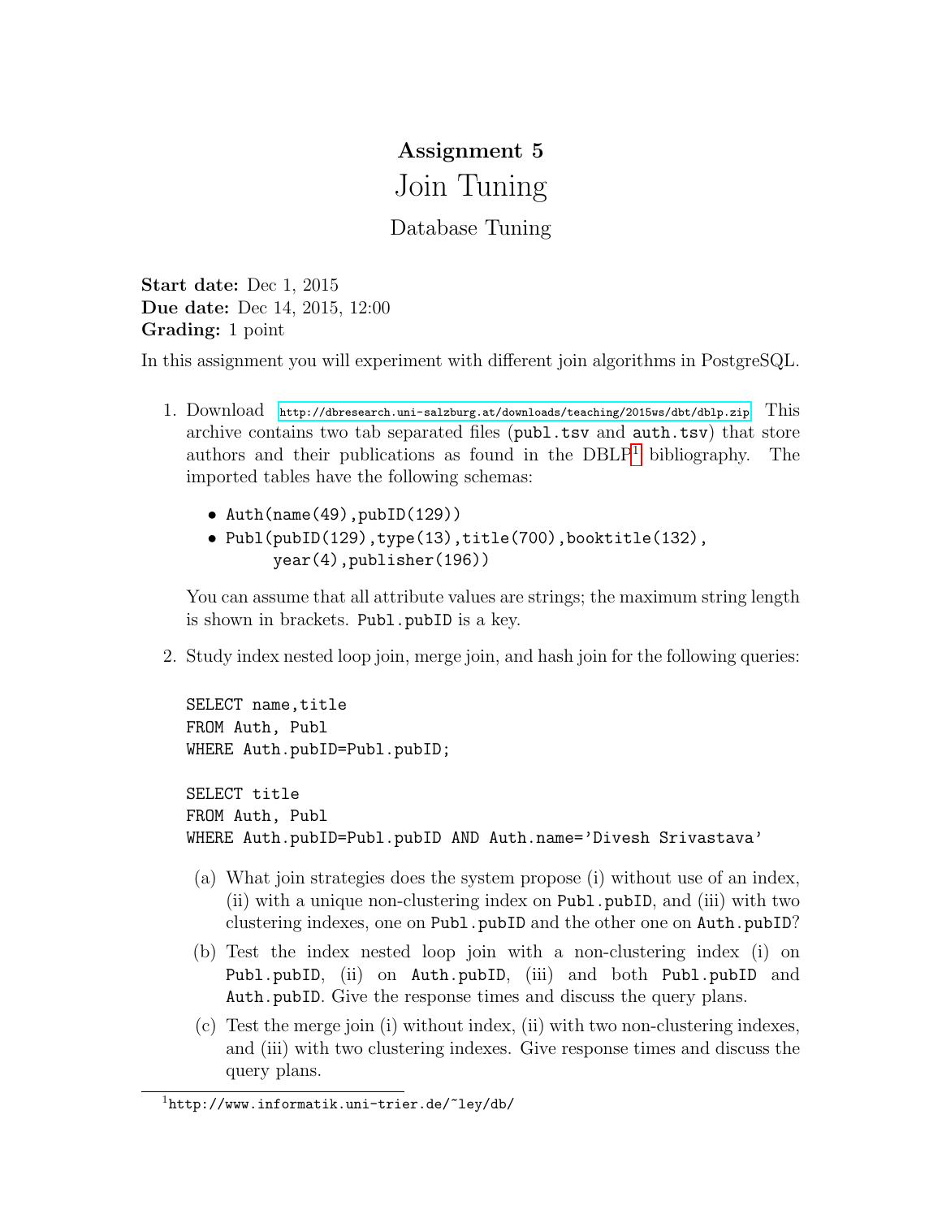# Assignment 5

# Join Tuning

## Database Tuning

**Start date:** Dec 1, 2015
**Due date:** Dec 14, 2015, 12:00
**Grading:** 1 point

In this assignment you will experiment with different join algorithms in PostgreSQL.

1. Download http://dbresearch.uni-salzburg.at/downloads/teaching/2015ws/dbt/dblp.zip. This archive contains two tab separated files (`publ.tsv` and `auth.tsv`) that store authors and their publications as found in the DBLP[1] bibliography. The imported tables have the following schemas:

   - `Auth(name(49),pubID(129))`
   - `Publ(pubID(129),type(13),title(700),booktitle(132),`
     `year(4),publisher(196))`

   You can assume that all attribute values are strings; the maximum string length is shown in brackets. `Publ.pubID` is a key.

2. Study index nested loop join, merge join, and hash join for the following queries:

   ```
   SELECT name,title
   FROM Auth, Publ
   WHERE Auth.pubID=Publ.pubID;

   SELECT title
   FROM Auth, Publ
   WHERE Auth.pubID=Publ.pubID AND Auth.name='Divesh Srivastava'
   ```

   (a) What join strategies does the system propose (i) without use of an index, (ii) with a unique non-clustering index on `Publ.pubID`, and (iii) with two clustering indexes, one on `Publ.pubID` and the other one on `Auth.pubID`?

   (b) Test the index nested loop join with a non-clustering index (i) on `Publ.pubID`, (ii) on `Auth.pubID`, (iii) and both `Publ.pubID` and `Auth.pubID`. Give the response times and discuss the query plans.

   (c) Test the merge join (i) without index, (ii) with two non-clustering indexes, and (iii) with two clustering indexes. Give response times and discuss the query plans.

[1] http://www.informatik.uni-trier.de/~ley/db/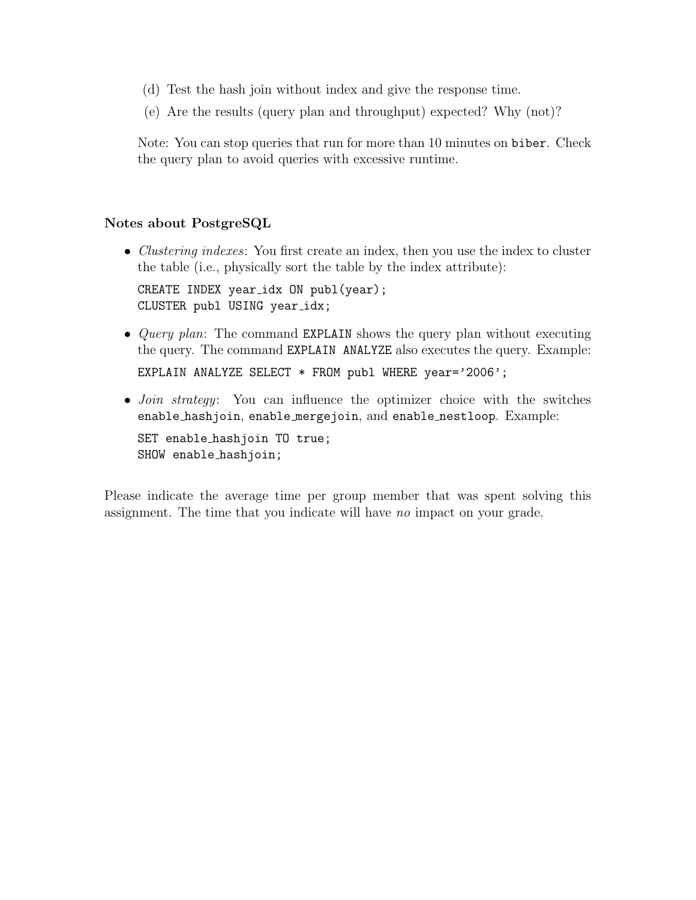(d) Test the hash join without index and give the response time.

(e) Are the results (query plan and throughput) expected? Why (not)?

Note: You can stop queries that run for more than 10 minutes on `biber`. Check the query plan to avoid queries with excessive runtime.

### Notes about PostgreSQL

- *Clustering indexes*: You first create an index, then you use the index to cluster the table (i.e., physically sort the table by the index attribute):

```
CREATE INDEX year_idx ON publ(year);
CLUSTER publ USING year_idx;
```

- *Query plan*: The command `EXPLAIN` shows the query plan without executing the query. The command `EXPLAIN ANALYZE` also executes the query. Example:

```
EXPLAIN ANALYZE SELECT * FROM publ WHERE year='2006';
```

- *Join strategy*: You can influence the optimizer choice with the switches `enable_hashjoin`, `enable_mergejoin`, and `enable_nestloop`. Example:

```
SET enable_hashjoin TO true;
SHOW enable_hashjoin;
```

Please indicate the average time per group member that was spent solving this assignment. The time that you indicate will have *no* impact on your grade.